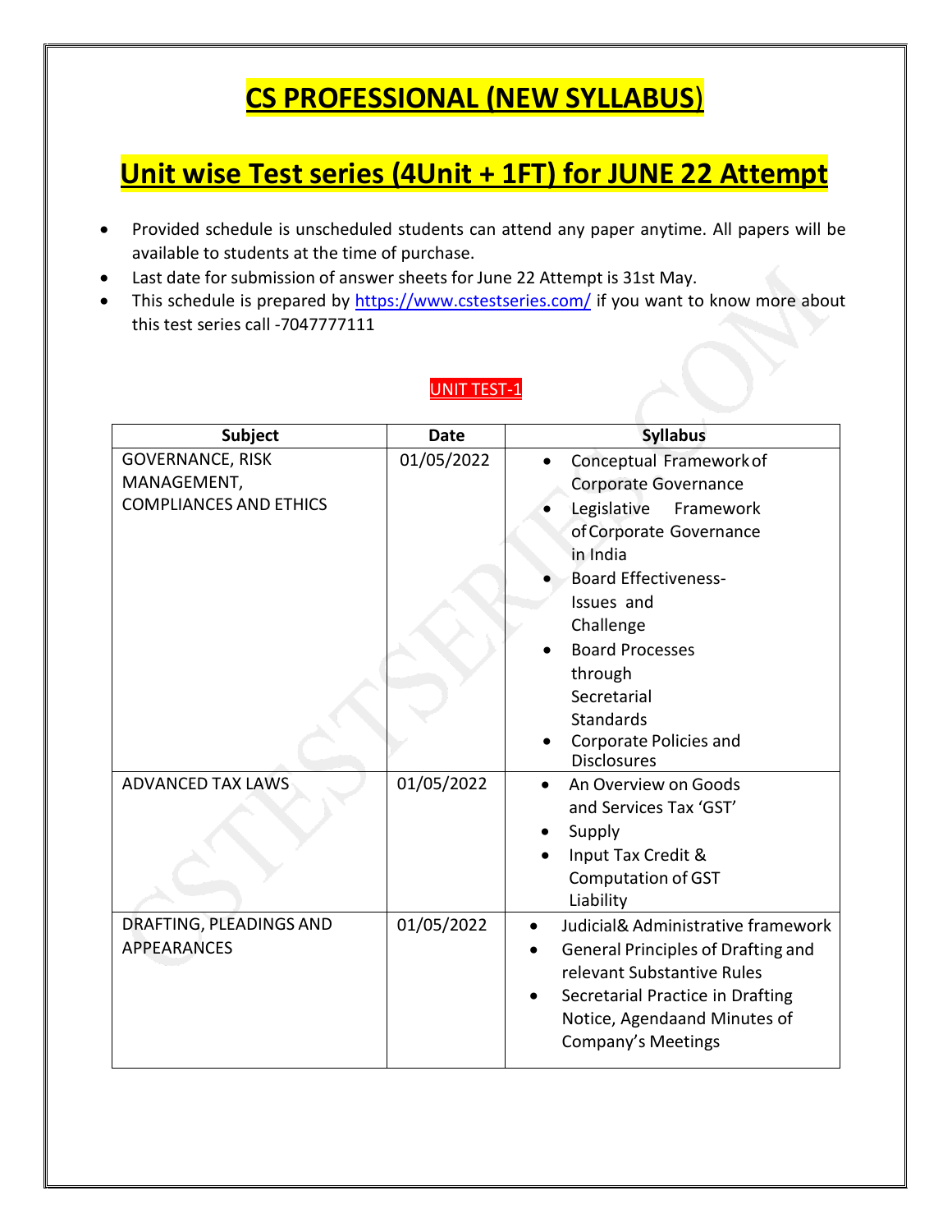# CS PROFESSIONAL (NEW SYLLABUS)

## Unit wise Test series (4Unit + 1FT) for JUNE 22 Attempt

- Provided schedule is unscheduled students can attend any paper anytime. All papers will be available to students at the time of purchase.
- Last date for submission of answer sheets for June 22 Attempt is 31st May.
- This schedule is prepared by https://www.cstestseries.com/ if you want to know more about this test series call -7047777111

### UNIT TEST-1

| Subject | Date | Syllabus |
|---|---|---|
| GOVERNANCE, RISK MANAGEMENT, COMPLIANCES AND ETHICS | 01/05/2022 | • Conceptual Framework of Corporate Governance<br>• Legislative Framework of Corporate Governance in India<br>• Board Effectiveness-Issues and Challenge<br>• Board Processes through Secretarial Standards<br>• Corporate Policies and Disclosures |
| ADVANCED TAX LAWS | 01/05/2022 | • An Overview on Goods and Services Tax 'GST'<br>• Supply<br>• Input Tax Credit & Computation of GST Liability |
| DRAFTING, PLEADINGS AND APPEARANCES | 01/05/2022 | • Judicial& Administrative framework<br>• General Principles of Drafting and relevant Substantive Rules<br>• Secretarial Practice in Drafting Notice, Agendaand Minutes of Company's Meetings |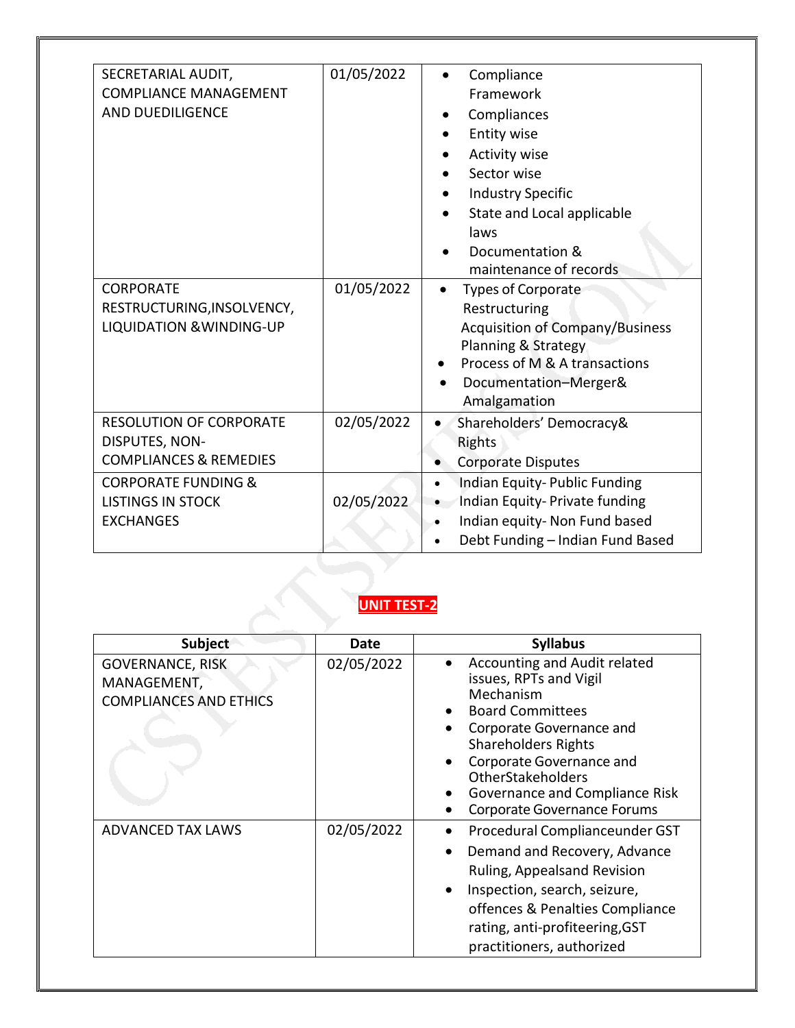| SECRETARIAL AUDIT, COMPLIANCE MANAGEMENT AND DUEDILIGENCE | 01/05/2022 | • Compliance Framework<br>• Compliances<br>• Entity wise<br>• Activity wise<br>• Sector wise<br>• Industry Specific<br>• State and Local applicable laws<br>• Documentation & maintenance of records |
|---|---|---|
| CORPORATE RESTRUCTURING,INSOLVENCY, LIQUIDATION &WINDING-UP | 01/05/2022 | • Types of Corporate Restructuring<br>Acquisition of Company/Business Planning & Strategy<br>• Process of M & A transactions<br>• Documentation–Merger& Amalgamation |
| RESOLUTION OF CORPORATE DISPUTES, NON-COMPLIANCES & REMEDIES | 02/05/2022 | • Shareholders' Democracy& Rights<br>• Corporate Disputes |
| CORPORATE FUNDING & LISTINGS IN STOCK EXCHANGES | 02/05/2022 | • Indian Equity- Public Funding<br>• Indian Equity- Private funding<br>• Indian equity- Non Fund based<br>• Debt Funding – Indian Fund Based |

## UNIT TEST-2

| Subject | Date | Syllabus |
|---|---|---|
| GOVERNANCE, RISK MANAGEMENT, COMPLIANCES AND ETHICS | 02/05/2022 | • Accounting and Audit related issues, RPTs and Vigil Mechanism<br>• Board Committees<br>• Corporate Governance and Shareholders Rights<br>• Corporate Governance and OtherStakeholders<br>• Governance and Compliance Risk<br>• Corporate Governance Forums |
| ADVANCED TAX LAWS | 02/05/2022 | • Procedural Complianceunder GST<br>• Demand and Recovery, Advance Ruling, Appealsand Revision<br>• Inspection, search, seizure, offences & Penalties Compliance rating, anti-profiteering,GST practitioners, authorized |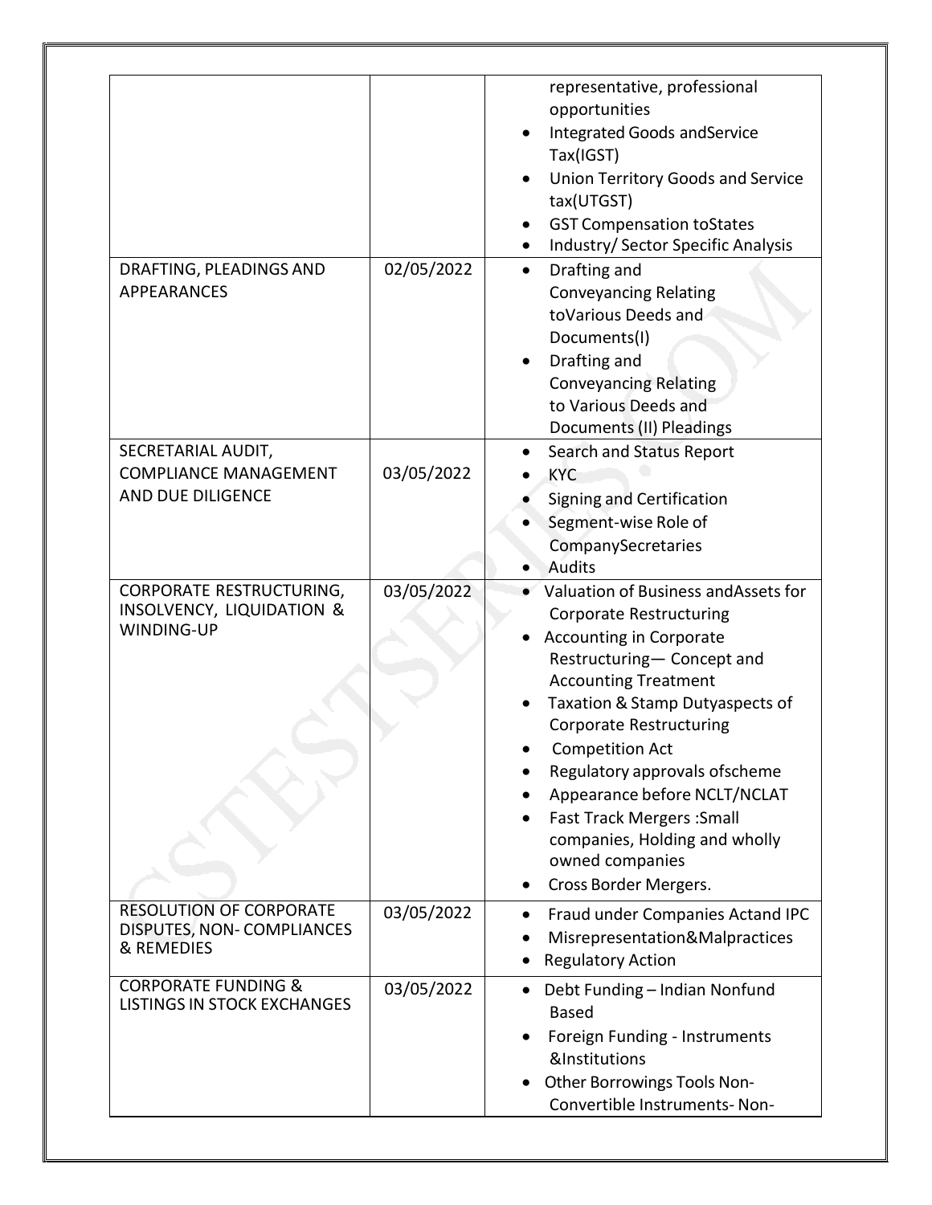| | | |
|---|---|---|
| | | representative, professional opportunities<br>• Integrated Goods andService Tax(IGST)<br>• Union Territory Goods and Service tax(UTGST)<br>• GST Compensation toStates<br>• Industry/ Sector Specific Analysis |
| DRAFTING, PLEADINGS AND APPEARANCES | 02/05/2022 | • Drafting and Conveyancing Relating toVarious Deeds and Documents(I)<br>• Drafting and Conveyancing Relating to Various Deeds and Documents (II) Pleadings |
| SECRETARIAL AUDIT, COMPLIANCE MANAGEMENT AND DUE DILIGENCE | 03/05/2022 | • Search and Status Report<br>• KYC<br>• Signing and Certification<br>• Segment-wise Role of CompanySecretaries<br>• Audits |
| CORPORATE RESTRUCTURING, INSOLVENCY, LIQUIDATION & WINDING-UP | 03/05/2022 | • Valuation of Business andAssets for Corporate Restructuring<br>• Accounting in Corporate Restructuring— Concept and Accounting Treatment<br>• Taxation & Stamp Dutyaspects of Corporate Restructuring<br>• Competition Act<br>• Regulatory approvals ofscheme<br>• Appearance before NCLT/NCLAT<br>• Fast Track Mergers :Small companies, Holding and wholly owned companies<br>• Cross Border Mergers. |
| RESOLUTION OF CORPORATE DISPUTES, NON- COMPLIANCES & REMEDIES | 03/05/2022 | • Fraud under Companies Actand IPC<br>• Misrepresentation&Malpractices<br>• Regulatory Action |
| CORPORATE FUNDING & LISTINGS IN STOCK EXCHANGES | 03/05/2022 | • Debt Funding – Indian Nonfund Based<br>• Foreign Funding - Instruments &Institutions<br>• Other Borrowings Tools Non-Convertible Instruments- Non- |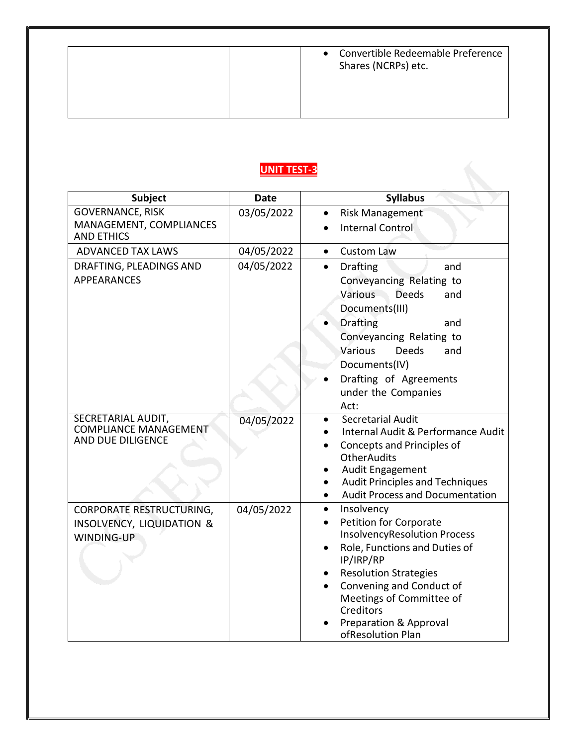| | | • Convertible Redeemable Preference Shares (NCRPs) etc. |
|---|---|---|

## UNIT TEST-3

| Subject | Date | Syllabus |
|---|---|---|
| GOVERNANCE, RISK MANAGEMENT, COMPLIANCES AND ETHICS | 03/05/2022 | • Risk Management<br>• Internal Control |
| ADVANCED TAX LAWS | 04/05/2022 | • Custom Law |
| DRAFTING, PLEADINGS AND APPEARANCES | 04/05/2022 | • Drafting and Conveyancing Relating to Various Deeds and Documents(III)<br>• Drafting and Conveyancing Relating to Various Deeds and Documents(IV)<br>• Drafting of Agreements under the Companies Act: |
| SECRETARIAL AUDIT, COMPLIANCE MANAGEMENT AND DUE DILIGENCE | 04/05/2022 | • Secretarial Audit<br>• Internal Audit & Performance Audit<br>• Concepts and Principles of OtherAudits<br>• Audit Engagement<br>• Audit Principles and Techniques<br>• Audit Process and Documentation |
| CORPORATE RESTRUCTURING, INSOLVENCY, LIQUIDATION & WINDING-UP | 04/05/2022 | • Insolvency<br>• Petition for Corporate InsolvencyResolution Process<br>• Role, Functions and Duties of IP/IRP/RP<br>• Resolution Strategies<br>• Convening and Conduct of Meetings of Committee of Creditors<br>• Preparation & Approval ofResolution Plan |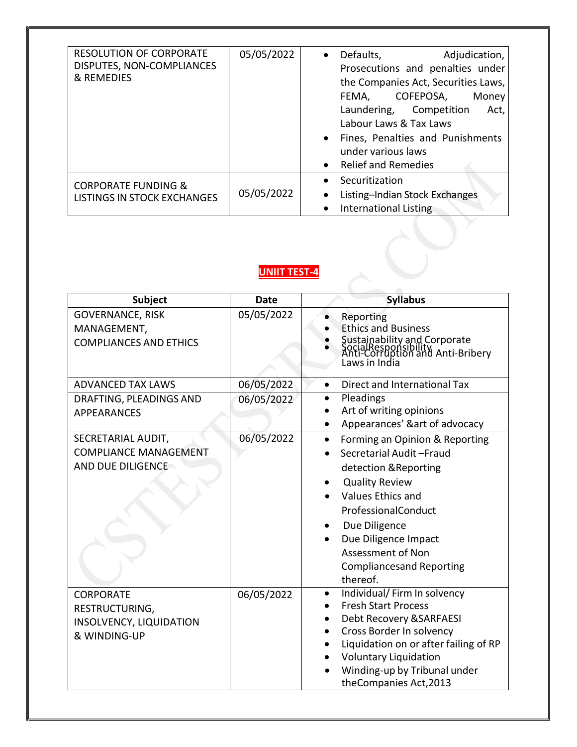| | | |
|---|---|---|
| RESOLUTION OF CORPORATE DISPUTES, NON-COMPLIANCES & REMEDIES | 05/05/2022 | • Defaults, Adjudication, Prosecutions and penalties under the Companies Act, Securities Laws, FEMA, COFEPOSA, Money Laundering, Competition Act, Labour Laws & Tax Laws<br>• Fines, Penalties and Punishments under various laws<br>• Relief and Remedies |
| CORPORATE FUNDING & LISTINGS IN STOCK EXCHANGES | 05/05/2022 | • Securitization<br>• Listing–Indian Stock Exchanges<br>• International Listing |

## UNIIT TEST-4

| Subject | Date | Syllabus |
|---|---|---|
| GOVERNANCE, RISK MANAGEMENT, COMPLIANCES AND ETHICS | 05/05/2022 | • Reporting<br>• Ethics and Business<br>• Sustainability and Corporate SocialResponsibility<br>• Anti-Corruption and Anti-Bribery Laws in India |
| ADVANCED TAX LAWS | 06/05/2022 | • Direct and International Tax |
| DRAFTING, PLEADINGS AND APPEARANCES | 06/05/2022 | • Pleadings<br>• Art of writing opinions<br>• Appearances' &art of advocacy |
| SECRETARIAL AUDIT, COMPLIANCE MANAGEMENT AND DUE DILIGENCE | 06/05/2022 | • Forming an Opinion & Reporting<br>• Secretarial Audit –Fraud detection &Reporting<br>• Quality Review<br>• Values Ethics and ProfessionalConduct<br>• Due Diligence<br>• Due Diligence Impact Assessment of Non Compliancesand Reporting thereof. |
| CORPORATE RESTRUCTURING, INSOLVENCY, LIQUIDATION & WINDING-UP | 06/05/2022 | • Individual/ Firm In solvency<br>• Fresh Start Process<br>• Debt Recovery &SARFAESI<br>• Cross Border In solvency<br>• Liquidation on or after failing of RP<br>• Voluntary Liquidation<br>• Winding-up by Tribunal under theCompanies Act,2013 |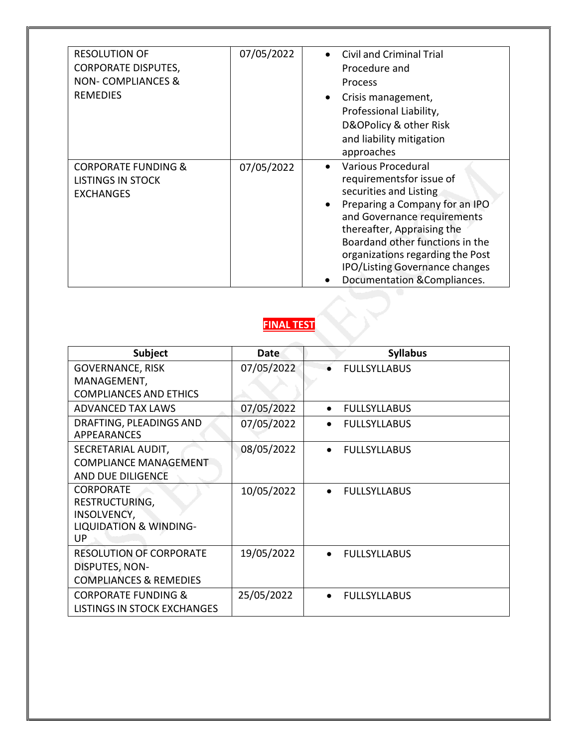| | | |
|---|---|---|
| RESOLUTION OF CORPORATE DISPUTES, NON- COMPLIANCES & REMEDIES | 07/05/2022 | • Civil and Criminal Trial Procedure and Process<br>• Crisis management, Professional Liability, D&OPolicy & other Risk and liability mitigation approaches |
| CORPORATE FUNDING & LISTINGS IN STOCK EXCHANGES | 07/05/2022 | • Various Procedural requirementsfor issue of securities and Listing<br>• Preparing a Company for an IPO and Governance requirements thereafter, Appraising the Boardand other functions in the organizations regarding the Post IPO/Listing Governance changes<br>• Documentation &Compliances. |

## FINAL TEST

| Subject | Date | Syllabus |
|---|---|---|
| GOVERNANCE, RISK MANAGEMENT, COMPLIANCES AND ETHICS | 07/05/2022 | • FULLSYLLABUS |
| ADVANCED TAX LAWS | 07/05/2022 | • FULLSYLLABUS |
| DRAFTING, PLEADINGS AND APPEARANCES | 07/05/2022 | • FULLSYLLABUS |
| SECRETARIAL AUDIT, COMPLIANCE MANAGEMENT AND DUE DILIGENCE | 08/05/2022 | • FULLSYLLABUS |
| CORPORATE RESTRUCTURING, INSOLVENCY, LIQUIDATION & WINDING-UP | 10/05/2022 | • FULLSYLLABUS |
| RESOLUTION OF CORPORATE DISPUTES, NON- COMPLIANCES & REMEDIES | 19/05/2022 | • FULLSYLLABUS |
| CORPORATE FUNDING & LISTINGS IN STOCK EXCHANGES | 25/05/2022 | • FULLSYLLABUS |